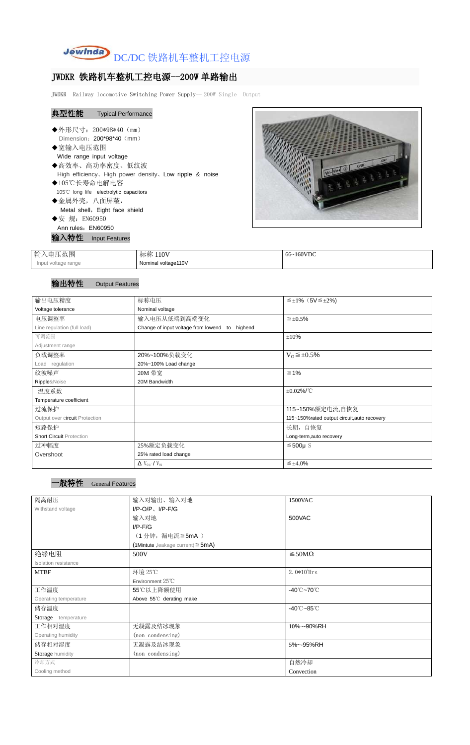Jewinda DC/DC 铁路机车整机工控电源

# JWDKR 铁路机车整机工控电源--200W 单路输出

JWDKR Railway locomotive Switching Power Supply-- 200W Single Output

## 典型性能 Typical Performance

- ◆外形尺寸：200*98*40（mm）
  Dimension：200*98*40（mm）
- ◆宽输入电压范围
  Wide range input voltage
- ◆高效率、高功率密度、低纹波
  High efficiency、High power density、Low ripple ＆ noise
- ◆105℃长寿命电解电容
  105℃ long life electrolytic capacitors
- ◆金属外壳，八面屏蔽，
  Metal shell，Eight face shield
- ◆安 规：EN60950
  Ann rules：EN60950

## 输入特性 Input Features

| 输入电压范围<br>Input voltage range | 标称 110V<br>Nominal voltage110V | 66~160VDC |
|---|---|---|

## 输出特性 Output Features

| | | |
|---|---|---|
| 输出电压精度<br>Voltage tolerance | 标称电压<br>Nominal voltage | ≦±1%（5V≦±2%) |
| 电压调整率<br>Line regulation (full load) | 输入电压从低端到高端变化<br>Change of input voltage from lowend to highend | ≦±0.5% |
| 可调范围<br>Adjustment range | | ±10% |
| 负载调整率<br>Load regulation | 20%~100%负载变化<br>20%~100% Load change | $V_O$≦±0.5% |
| 纹波噪声<br>Ripple&Noise | 20M 带宽<br>20M Bandwidth | ≦1% |
| 温度系数<br>Temperature coefficient | | ±0.02%/℃ |
| 过流保护<br>Output over circuit Protection | | 115~150%额定电流,自恢复<br>115~150%rated output circuit,auto recovery |
| 短路保护<br>Short Circuit Protection | | 长期，自恢复<br>Long-term,auto recovery |
| 过冲幅度<br>Overshoot | 25%额定负载变化<br>25% rated load change | ≦500μ S |
| | Δ $V_{01}$ / $V_{01}$ | ≦±4.0% |

## 一般特性 General Features

| | | |
|---|---|---|
| 隔离耐压<br>Withstand voltage | 输入对输出、输入对地<br>I/P-O/P、I/P-F/G<br>输入对地<br>I/P-F/G<br>（1 分钟，漏电流≦5mA ）<br>(1Mintute ,leakage current) ≦5mA) | 1500VAC<br><br>500VAC |
| 绝缘电阻<br>Isolation resistance | 500V | ≧50MΩ |
| MTBF | 环境 25℃<br>Environment 25℃ | 2.0*10$^5$Hrs |
| 工作温度<br>Operating temperature | 55℃以上降额使用<br>Above 55℃ derating make | -40℃~70℃ |
| 储存温度<br>Storage temperature | | -40℃~85℃ |
| 工作相对湿度<br>Operating humidity | 无凝露及结冰现象<br>(non condensing) | 10%~-90%RH |
| 储存相对湿度<br>Storage humidity | 无凝露及结冰现象<br>(non condensing) | 5%~-95%RH |
| 冷却方式<br>Cooling method | | 自然冷却<br>Convection |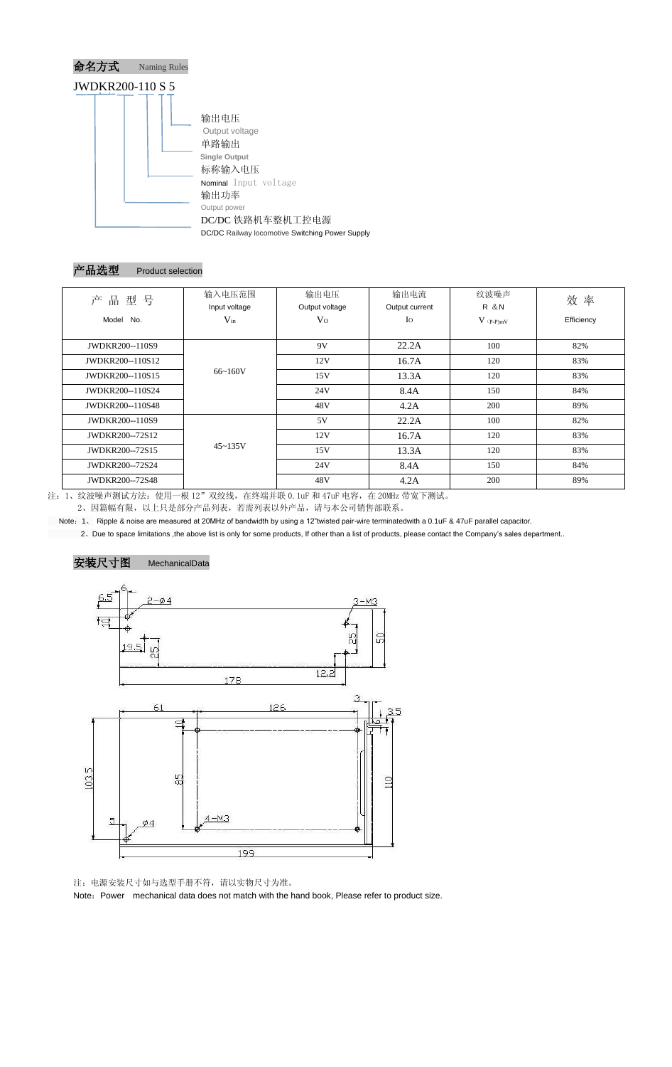## 命名方式 Naming Rules

JWDKR200-110 S 5

- 输出电压 Output voltage
- 单路输出 Single Output
- 标称输入电压 Nominal Input voltage
- 输出功率 Output power
- DC/DC 铁路机车整机工控电源 DC/DC Railway locomotive Switching Power Supply

## 产品选型 Product selection

| 产 品 型 号 Model No. | 输入电压范围 Input voltage $V_{in}$ | 输出电压 Output voltage $V_O$ | 输出电流 Output current $I_O$ | 纹波噪声 R &N $V_{(P-P)mV}$ | 效 率 Efficiency |
|---|---|---|---|---|---|
| JWDKR200--110S9 | 66~160V | 9V | 22.2A | 100 | 82% |
| JWDKR200--110S12 | | 12V | 16.7A | 120 | 83% |
| JWDKR200--110S15 | | 15V | 13.3A | 120 | 83% |
| JWDKR200--110S24 | | 24V | 8.4A | 150 | 84% |
| JWDKR200--110S48 | | 48V | 4.2A | 200 | 89% |
| JWDKR200--110S9 | 45~135V | 5V | 22.2A | 100 | 82% |
| JWDKR200--72S12 | | 12V | 16.7A | 120 | 83% |
| JWDKR200--72S15 | | 15V | 13.3A | 120 | 83% |
| JWDKR200--72S24 | | 24V | 8.4A | 150 | 84% |
| JWDKR200--72S48 | | 48V | 4.2A | 200 | 89% |

注：1、纹波噪声测试方法：使用一根 12”双绞线，在终端并联 0.1uF 和 47uF 电容，在 20MHz 带宽下测试。
2、因篇幅有限，以上只是部分产品列表，若需列表以外产品，请与本公司销售部联系。

Note：1、 Ripple & noise are measured at 20MHz of bandwidth by using a 12"twisted pair-wire terminatedwith a 0.1uF & 47uF parallel capacitor.
2、Due to space limitations ,the above list is only for some products, If other than a list of products, please contact the Company's sales department..

## 安装尺寸图 MechanicalData

6.5 6 2-φ4 10 19.5 25 3-M3 25 50 12.2 178

61 126 3 3.5 10 103.5 85 110 5 φ4 4-M3 199

注：电源安装尺寸如与选型手册不符，请以实物尺寸为准。
Note：Power mechanical data does not match with the hand book, Please refer to product size.